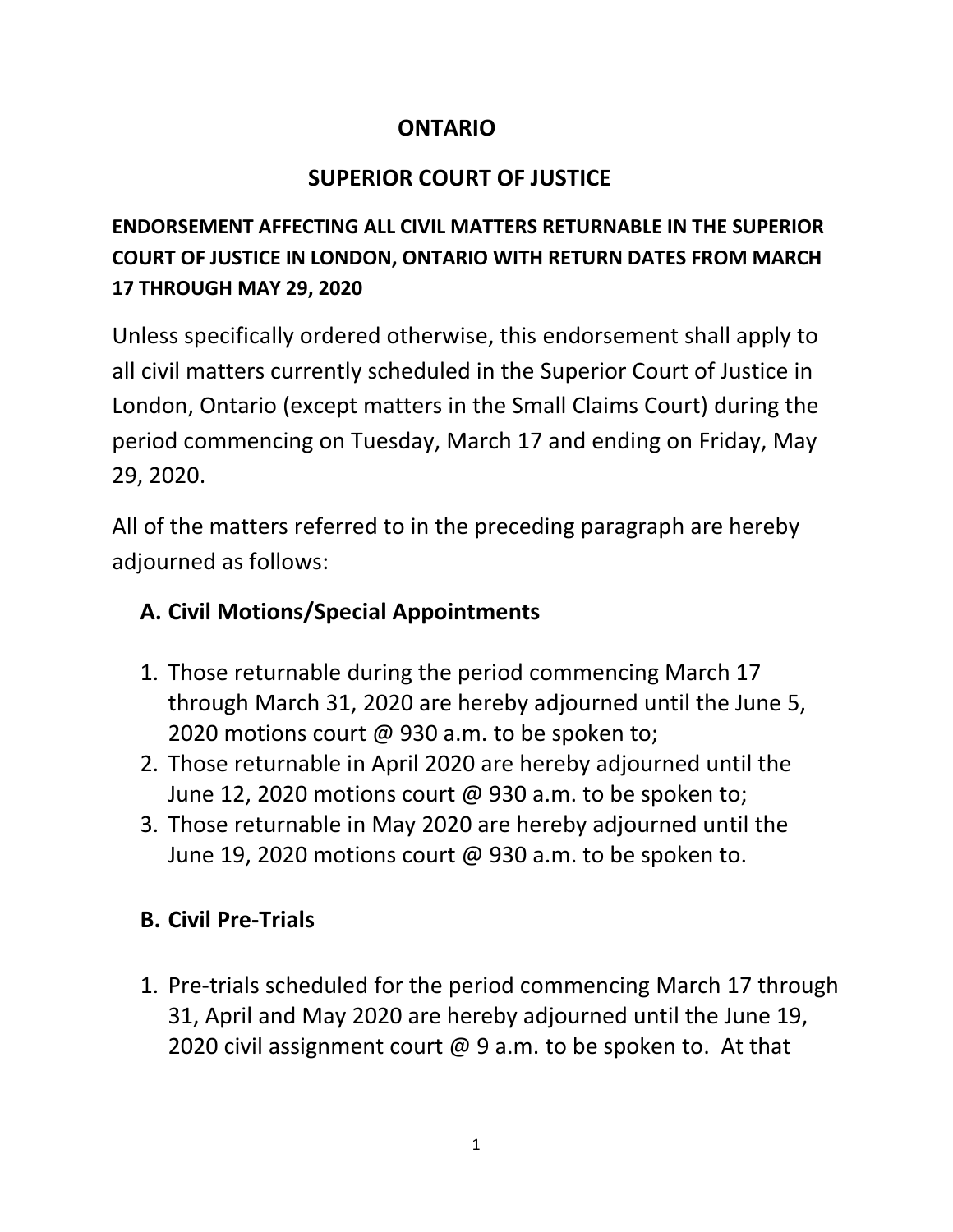# ONTARIO

# SUPERIOR COURT OF JUSTICE

**ENDORSEMENT AFFECTING ALL CIVIL MATTERS RETURNABLE IN THE SUPERIOR COURT OF JUSTICE IN LONDON, ONTARIO WITH RETURN DATES FROM MARCH 17 THROUGH MAY 29, 2020**

Unless specifically ordered otherwise, this endorsement shall apply to all civil matters currently scheduled in the Superior Court of Justice in London, Ontario (except matters in the Small Claims Court) during the period commencing on Tuesday, March 17 and ending on Friday, May 29, 2020.

All of the matters referred to in the preceding paragraph are hereby adjourned as follows:

## A. Civil Motions/Special Appointments

1. Those returnable during the period commencing March 17 through March 31, 2020 are hereby adjourned until the June 5, 2020 motions court @ 930 a.m. to be spoken to;
2. Those returnable in April 2020 are hereby adjourned until the June 12, 2020 motions court @ 930 a.m. to be spoken to;
3. Those returnable in May 2020 are hereby adjourned until the June 19, 2020 motions court @ 930 a.m. to be spoken to.

## B. Civil Pre-Trials

1. Pre-trials scheduled for the period commencing March 17 through 31, April and May 2020 are hereby adjourned until the June 19, 2020 civil assignment court @ 9 a.m. to be spoken to. At that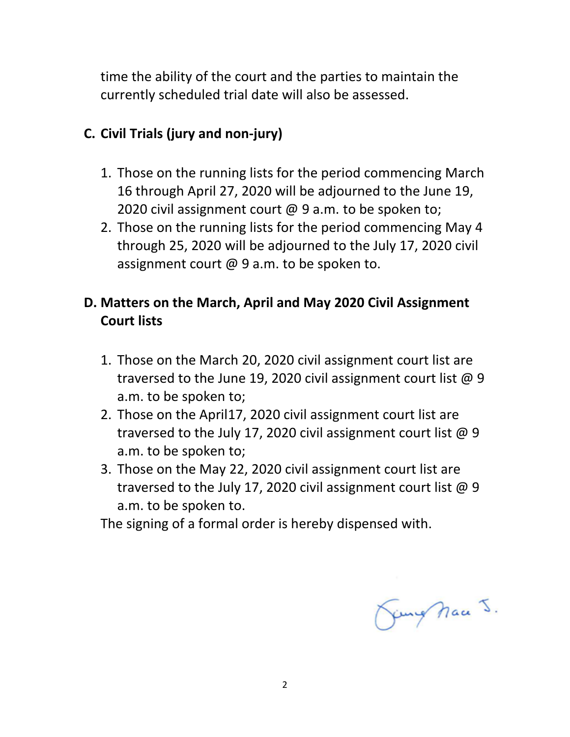time the ability of the court and the parties to maintain the currently scheduled trial date will also be assessed.

## C. Civil Trials (jury and non-jury)

1. Those on the running lists for the period commencing March 16 through April 27, 2020 will be adjourned to the June 19, 2020 civil assignment court @ 9 a.m. to be spoken to;
2. Those on the running lists for the period commencing May 4 through 25, 2020 will be adjourned to the July 17, 2020 civil assignment court @ 9 a.m. to be spoken to.

## D. Matters on the March, April and May 2020 Civil Assignment Court lists

1. Those on the March 20, 2020 civil assignment court list are traversed to the June 19, 2020 civil assignment court list @ 9 a.m. to be spoken to;
2. Those on the April17, 2020 civil assignment court list are traversed to the July 17, 2020 civil assignment court list @ 9 a.m. to be spoken to;
3. Those on the May 22, 2020 civil assignment court list are traversed to the July 17, 2020 civil assignment court list @ 9 a.m. to be spoken to.

The signing of a formal order is hereby dispensed with.

Jenny Mac J.